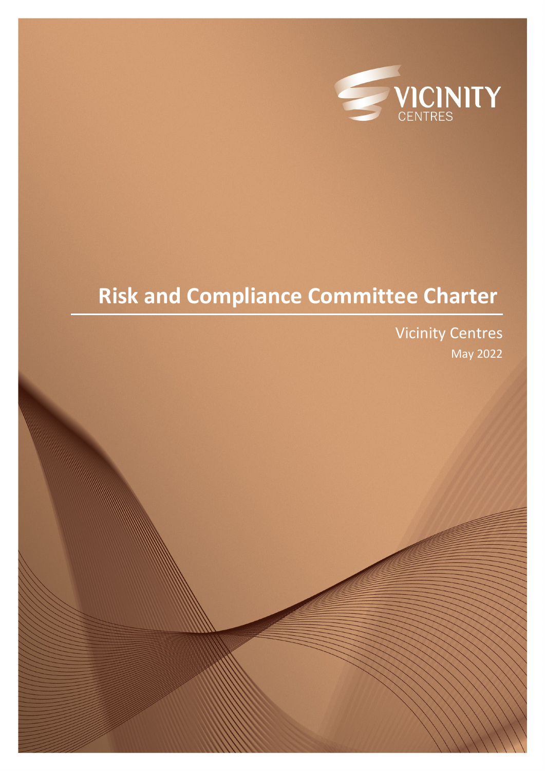VICINITY CENTRES

# Risk and Compliance Committee Charter

Vicinity Centres

May 2022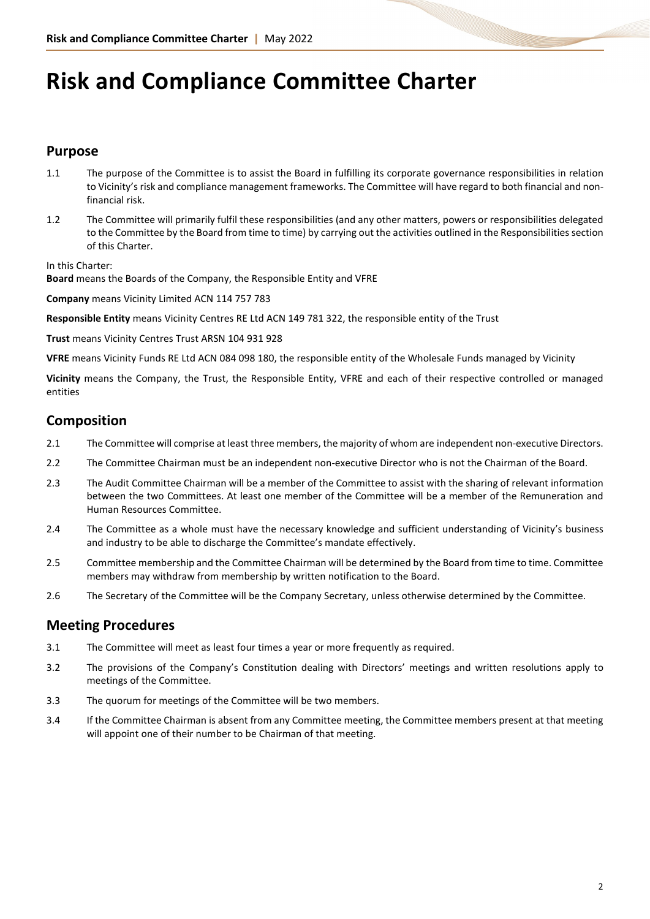# Risk and Compliance Committee Charter

## Purpose

1.1 The purpose of the Committee is to assist the Board in fulfilling its corporate governance responsibilities in relation to Vicinity's risk and compliance management frameworks. The Committee will have regard to both financial and non-financial risk.

1.2 The Committee will primarily fulfil these responsibilities (and any other matters, powers or responsibilities delegated to the Committee by the Board from time to time) by carrying out the activities outlined in the Responsibilities section of this Charter.

In this Charter:

**Board** means the Boards of the Company, the Responsible Entity and VFRE

**Company** means Vicinity Limited ACN 114 757 783

**Responsible Entity** means Vicinity Centres RE Ltd ACN 149 781 322, the responsible entity of the Trust

**Trust** means Vicinity Centres Trust ARSN 104 931 928

**VFRE** means Vicinity Funds RE Ltd ACN 084 098 180, the responsible entity of the Wholesale Funds managed by Vicinity

**Vicinity** means the Company, the Trust, the Responsible Entity, VFRE and each of their respective controlled or managed entities

## Composition

2.1 The Committee will comprise at least three members, the majority of whom are independent non-executive Directors.

2.2 The Committee Chairman must be an independent non-executive Director who is not the Chairman of the Board.

2.3 The Audit Committee Chairman will be a member of the Committee to assist with the sharing of relevant information between the two Committees. At least one member of the Committee will be a member of the Remuneration and Human Resources Committee.

2.4 The Committee as a whole must have the necessary knowledge and sufficient understanding of Vicinity's business and industry to be able to discharge the Committee's mandate effectively.

2.5 Committee membership and the Committee Chairman will be determined by the Board from time to time. Committee members may withdraw from membership by written notification to the Board.

2.6 The Secretary of the Committee will be the Company Secretary, unless otherwise determined by the Committee.

## Meeting Procedures

3.1 The Committee will meet as least four times a year or more frequently as required.

3.2 The provisions of the Company's Constitution dealing with Directors' meetings and written resolutions apply to meetings of the Committee.

3.3 The quorum for meetings of the Committee will be two members.

3.4 If the Committee Chairman is absent from any Committee meeting, the Committee members present at that meeting will appoint one of their number to be Chairman of that meeting.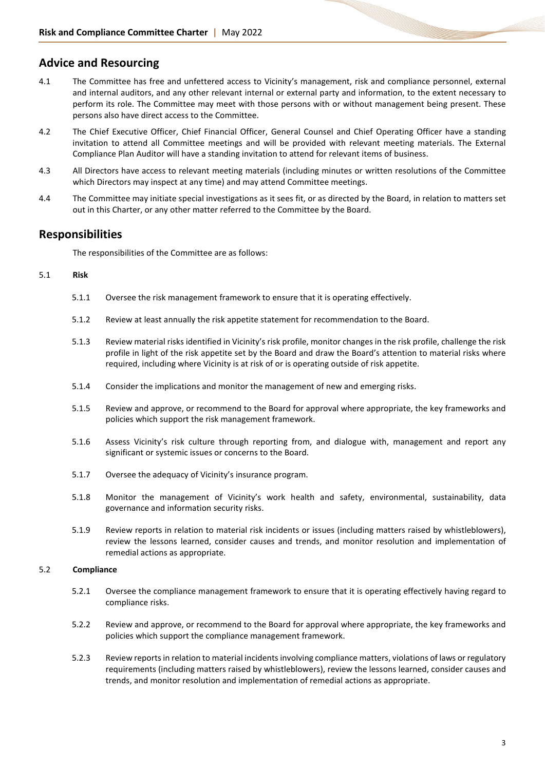## Advice and Resourcing

4.1 The Committee has free and unfettered access to Vicinity's management, risk and compliance personnel, external and internal auditors, and any other relevant internal or external party and information, to the extent necessary to perform its role. The Committee may meet with those persons with or without management being present. These persons also have direct access to the Committee.

4.2 The Chief Executive Officer, Chief Financial Officer, General Counsel and Chief Operating Officer have a standing invitation to attend all Committee meetings and will be provided with relevant meeting materials. The External Compliance Plan Auditor will have a standing invitation to attend for relevant items of business.

4.3 All Directors have access to relevant meeting materials (including minutes or written resolutions of the Committee which Directors may inspect at any time) and may attend Committee meetings.

4.4 The Committee may initiate special investigations as it sees fit, or as directed by the Board, in relation to matters set out in this Charter, or any other matter referred to the Committee by the Board.

## Responsibilities

The responsibilities of the Committee are as follows:

5.1 **Risk**

5.1.1 Oversee the risk management framework to ensure that it is operating effectively.

5.1.2 Review at least annually the risk appetite statement for recommendation to the Board.

5.1.3 Review material risks identified in Vicinity's risk profile, monitor changes in the risk profile, challenge the risk profile in light of the risk appetite set by the Board and draw the Board's attention to material risks where required, including where Vicinity is at risk of or is operating outside of risk appetite.

5.1.4 Consider the implications and monitor the management of new and emerging risks.

5.1.5 Review and approve, or recommend to the Board for approval where appropriate, the key frameworks and policies which support the risk management framework.

5.1.6 Assess Vicinity's risk culture through reporting from, and dialogue with, management and report any significant or systemic issues or concerns to the Board.

5.1.7 Oversee the adequacy of Vicinity's insurance program.

5.1.8 Monitor the management of Vicinity's work health and safety, environmental, sustainability, data governance and information security risks.

5.1.9 Review reports in relation to material risk incidents or issues (including matters raised by whistleblowers), review the lessons learned, consider causes and trends, and monitor resolution and implementation of remedial actions as appropriate.

5.2 **Compliance**

5.2.1 Oversee the compliance management framework to ensure that it is operating effectively having regard to compliance risks.

5.2.2 Review and approve, or recommend to the Board for approval where appropriate, the key frameworks and policies which support the compliance management framework.

5.2.3 Review reports in relation to material incidents involving compliance matters, violations of laws or regulatory requirements (including matters raised by whistleblowers), review the lessons learned, consider causes and trends, and monitor resolution and implementation of remedial actions as appropriate.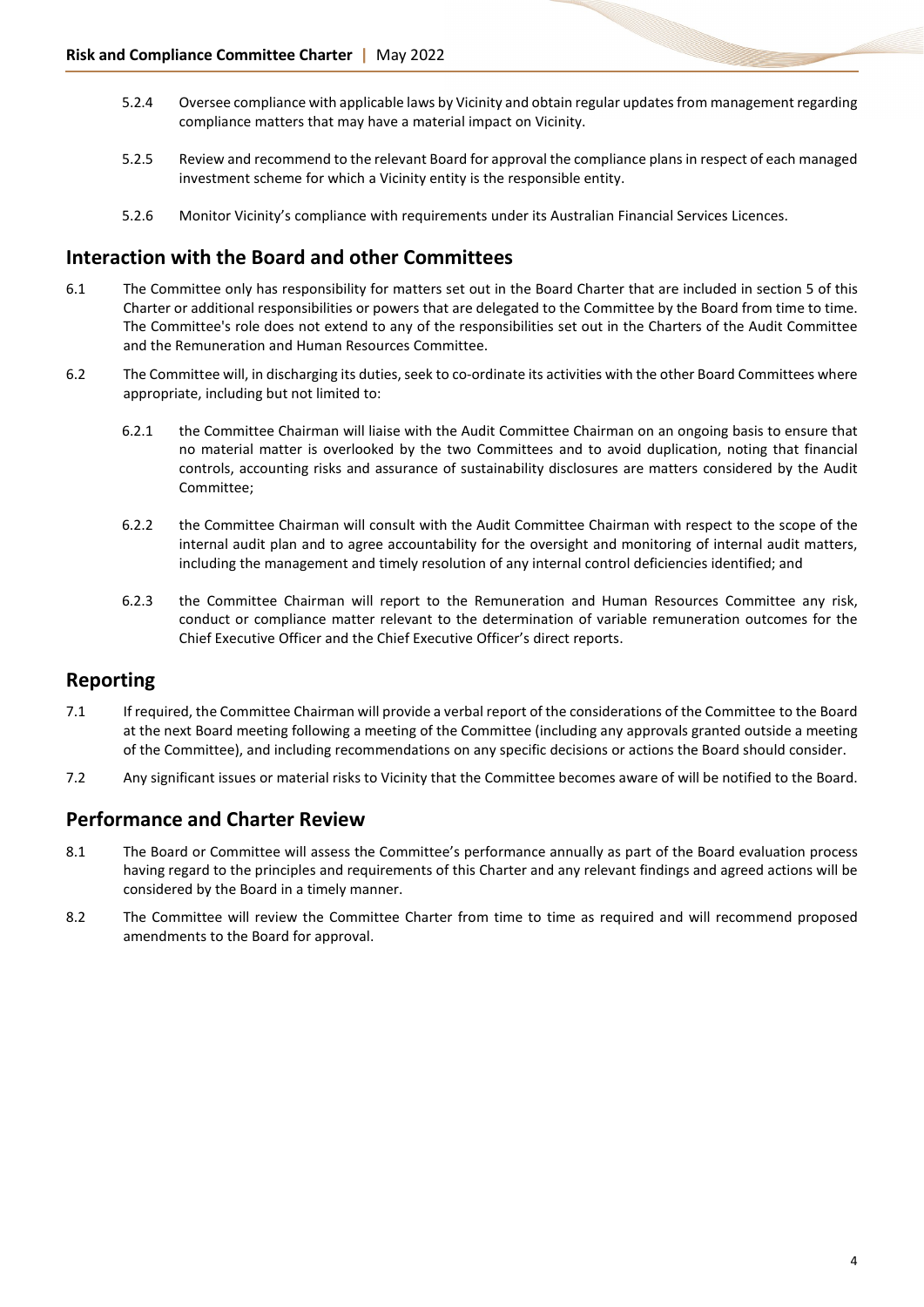5.2.4 Oversee compliance with applicable laws by Vicinity and obtain regular updates from management regarding compliance matters that may have a material impact on Vicinity.

5.2.5 Review and recommend to the relevant Board for approval the compliance plans in respect of each managed investment scheme for which a Vicinity entity is the responsible entity.

5.2.6 Monitor Vicinity's compliance with requirements under its Australian Financial Services Licences.

## Interaction with the Board and other Committees

6.1 The Committee only has responsibility for matters set out in the Board Charter that are included in section 5 of this Charter or additional responsibilities or powers that are delegated to the Committee by the Board from time to time. The Committee's role does not extend to any of the responsibilities set out in the Charters of the Audit Committee and the Remuneration and Human Resources Committee.

6.2 The Committee will, in discharging its duties, seek to co-ordinate its activities with the other Board Committees where appropriate, including but not limited to:

6.2.1 the Committee Chairman will liaise with the Audit Committee Chairman on an ongoing basis to ensure that no material matter is overlooked by the two Committees and to avoid duplication, noting that financial controls, accounting risks and assurance of sustainability disclosures are matters considered by the Audit Committee;

6.2.2 the Committee Chairman will consult with the Audit Committee Chairman with respect to the scope of the internal audit plan and to agree accountability for the oversight and monitoring of internal audit matters, including the management and timely resolution of any internal control deficiencies identified; and

6.2.3 the Committee Chairman will report to the Remuneration and Human Resources Committee any risk, conduct or compliance matter relevant to the determination of variable remuneration outcomes for the Chief Executive Officer and the Chief Executive Officer's direct reports.

## Reporting

7.1 If required, the Committee Chairman will provide a verbal report of the considerations of the Committee to the Board at the next Board meeting following a meeting of the Committee (including any approvals granted outside a meeting of the Committee), and including recommendations on any specific decisions or actions the Board should consider.

7.2 Any significant issues or material risks to Vicinity that the Committee becomes aware of will be notified to the Board.

## Performance and Charter Review

8.1 The Board or Committee will assess the Committee's performance annually as part of the Board evaluation process having regard to the principles and requirements of this Charter and any relevant findings and agreed actions will be considered by the Board in a timely manner.

8.2 The Committee will review the Committee Charter from time to time as required and will recommend proposed amendments to the Board for approval.